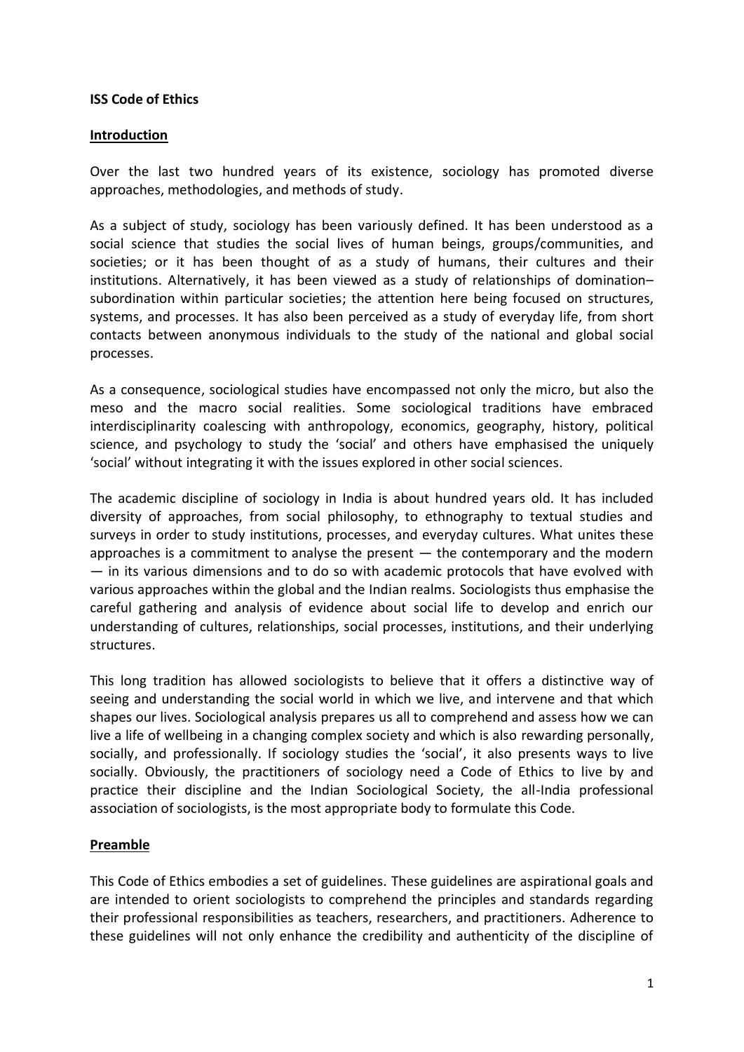**ISS Code of Ethics**

## Introduction

Over the last two hundred years of its existence, sociology has promoted diverse approaches, methodologies, and methods of study.

As a subject of study, sociology has been variously defined. It has been understood as a social science that studies the social lives of human beings, groups/communities, and societies; or it has been thought of as a study of humans, their cultures and their institutions. Alternatively, it has been viewed as a study of relationships of domination–subordination within particular societies; the attention here being focused on structures, systems, and processes. It has also been perceived as a study of everyday life, from short contacts between anonymous individuals to the study of the national and global social processes.

As a consequence, sociological studies have encompassed not only the micro, but also the meso and the macro social realities. Some sociological traditions have embraced interdisciplinarity coalescing with anthropology, economics, geography, history, political science, and psychology to study the 'social' and others have emphasised the uniquely 'social' without integrating it with the issues explored in other social sciences.

The academic discipline of sociology in India is about hundred years old. It has included diversity of approaches, from social philosophy, to ethnography to textual studies and surveys in order to study institutions, processes, and everyday cultures. What unites these approaches is a commitment to analyse the present — the contemporary and the modern — in its various dimensions and to do so with academic protocols that have evolved with various approaches within the global and the Indian realms. Sociologists thus emphasise the careful gathering and analysis of evidence about social life to develop and enrich our understanding of cultures, relationships, social processes, institutions, and their underlying structures.

This long tradition has allowed sociologists to believe that it offers a distinctive way of seeing and understanding the social world in which we live, and intervene and that which shapes our lives. Sociological analysis prepares us all to comprehend and assess how we can live a life of wellbeing in a changing complex society and which is also rewarding personally, socially, and professionally. If sociology studies the 'social', it also presents ways to live socially. Obviously, the practitioners of sociology need a Code of Ethics to live by and practice their discipline and the Indian Sociological Society, the all-India professional association of sociologists, is the most appropriate body to formulate this Code.

## Preamble

This Code of Ethics embodies a set of guidelines. These guidelines are aspirational goals and are intended to orient sociologists to comprehend the principles and standards regarding their professional responsibilities as teachers, researchers, and practitioners. Adherence to these guidelines will not only enhance the credibility and authenticity of the discipline of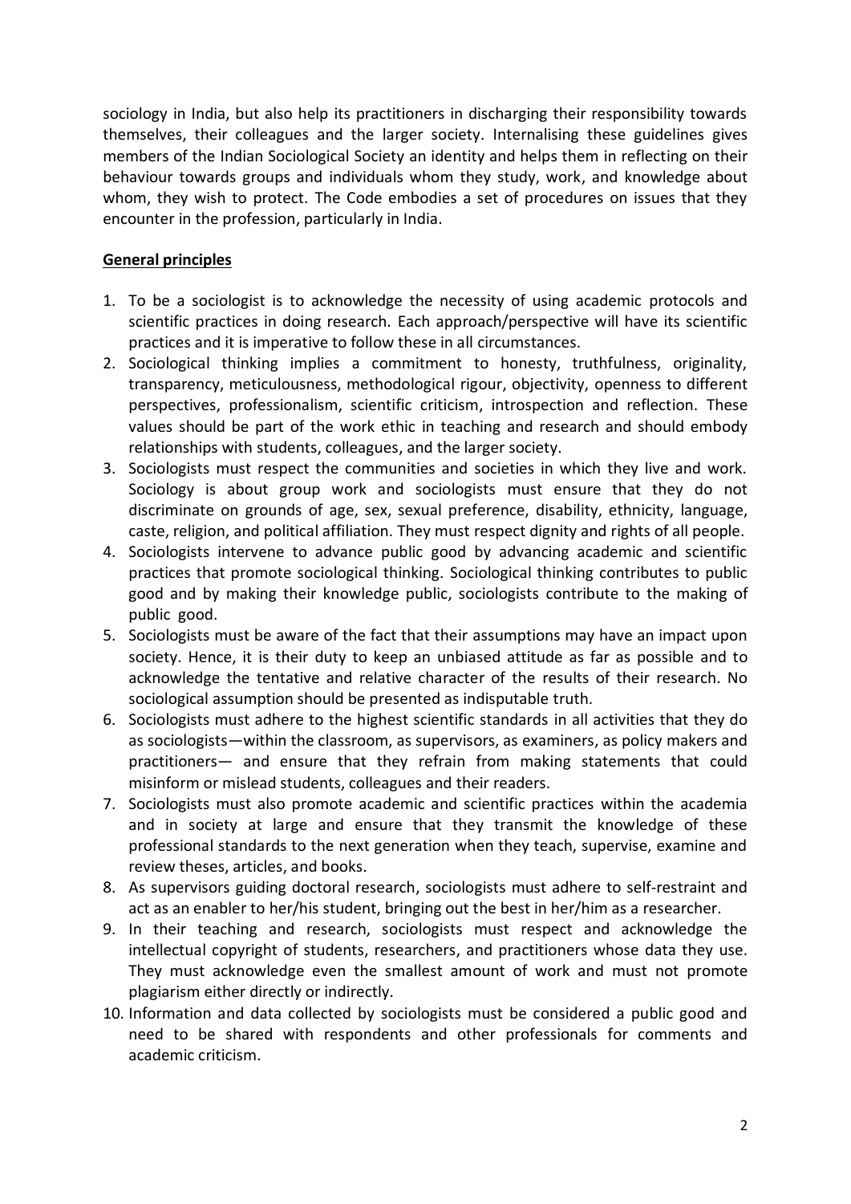sociology in India, but also help its practitioners in discharging their responsibility towards themselves, their colleagues and the larger society. Internalising these guidelines gives members of the Indian Sociological Society an identity and helps them in reflecting on their behaviour towards groups and individuals whom they study, work, and knowledge about whom, they wish to protect. The Code embodies a set of procedures on issues that they encounter in the profession, particularly in India.

## General principles

1. To be a sociologist is to acknowledge the necessity of using academic protocols and scientific practices in doing research. Each approach/perspective will have its scientific practices and it is imperative to follow these in all circumstances.
2. Sociological thinking implies a commitment to honesty, truthfulness, originality, transparency, meticulousness, methodological rigour, objectivity, openness to different perspectives, professionalism, scientific criticism, introspection and reflection. These values should be part of the work ethic in teaching and research and should embody relationships with students, colleagues, and the larger society.
3. Sociologists must respect the communities and societies in which they live and work. Sociology is about group work and sociologists must ensure that they do not discriminate on grounds of age, sex, sexual preference, disability, ethnicity, language, caste, religion, and political affiliation. They must respect dignity and rights of all people.
4. Sociologists intervene to advance public good by advancing academic and scientific practices that promote sociological thinking. Sociological thinking contributes to public good and by making their knowledge public, sociologists contribute to the making of public good.
5. Sociologists must be aware of the fact that their assumptions may have an impact upon society. Hence, it is their duty to keep an unbiased attitude as far as possible and to acknowledge the tentative and relative character of the results of their research. No sociological assumption should be presented as indisputable truth.
6. Sociologists must adhere to the highest scientific standards in all activities that they do as sociologists—within the classroom, as supervisors, as examiners, as policy makers and practitioners— and ensure that they refrain from making statements that could misinform or mislead students, colleagues and their readers.
7. Sociologists must also promote academic and scientific practices within the academia and in society at large and ensure that they transmit the knowledge of these professional standards to the next generation when they teach, supervise, examine and review theses, articles, and books.
8. As supervisors guiding doctoral research, sociologists must adhere to self-restraint and act as an enabler to her/his student, bringing out the best in her/him as a researcher.
9. In their teaching and research, sociologists must respect and acknowledge the intellectual copyright of students, researchers, and practitioners whose data they use. They must acknowledge even the smallest amount of work and must not promote plagiarism either directly or indirectly.
10. Information and data collected by sociologists must be considered a public good and need to be shared with respondents and other professionals for comments and academic criticism.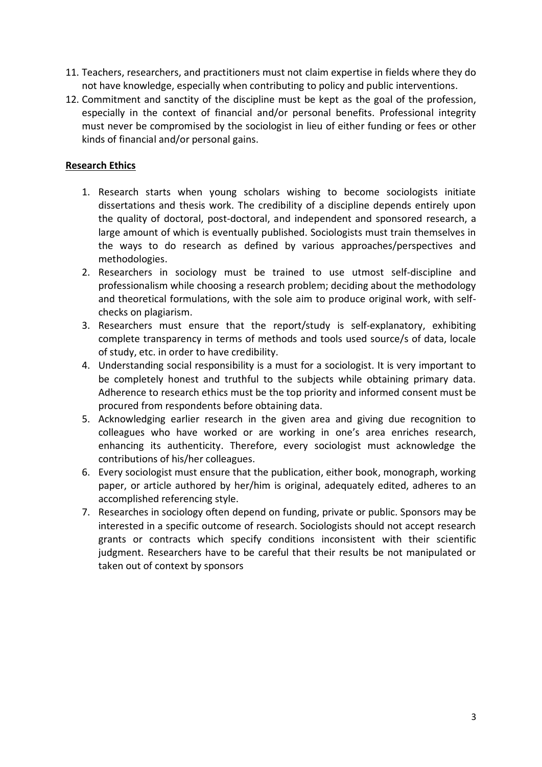11. Teachers, researchers, and practitioners must not claim expertise in fields where they do not have knowledge, especially when contributing to policy and public interventions.
12. Commitment and sanctity of the discipline must be kept as the goal of the profession, especially in the context of financial and/or personal benefits. Professional integrity must never be compromised by the sociologist in lieu of either funding or fees or other kinds of financial and/or personal gains.

**Research Ethics**

1. Research starts when young scholars wishing to become sociologists initiate dissertations and thesis work. The credibility of a discipline depends entirely upon the quality of doctoral, post-doctoral, and independent and sponsored research, a large amount of which is eventually published. Sociologists must train themselves in the ways to do research as defined by various approaches/perspectives and methodologies.
2. Researchers in sociology must be trained to use utmost self-discipline and professionalism while choosing a research problem; deciding about the methodology and theoretical formulations, with the sole aim to produce original work, with self-checks on plagiarism.
3. Researchers must ensure that the report/study is self-explanatory, exhibiting complete transparency in terms of methods and tools used source/s of data, locale of study, etc. in order to have credibility.
4. Understanding social responsibility is a must for a sociologist. It is very important to be completely honest and truthful to the subjects while obtaining primary data. Adherence to research ethics must be the top priority and informed consent must be procured from respondents before obtaining data.
5. Acknowledging earlier research in the given area and giving due recognition to colleagues who have worked or are working in one's area enriches research, enhancing its authenticity. Therefore, every sociologist must acknowledge the contributions of his/her colleagues.
6. Every sociologist must ensure that the publication, either book, monograph, working paper, or article authored by her/him is original, adequately edited, adheres to an accomplished referencing style.
7. Researches in sociology often depend on funding, private or public. Sponsors may be interested in a specific outcome of research. Sociologists should not accept research grants or contracts which specify conditions inconsistent with their scientific judgment. Researchers have to be careful that their results be not manipulated or taken out of context by sponsors